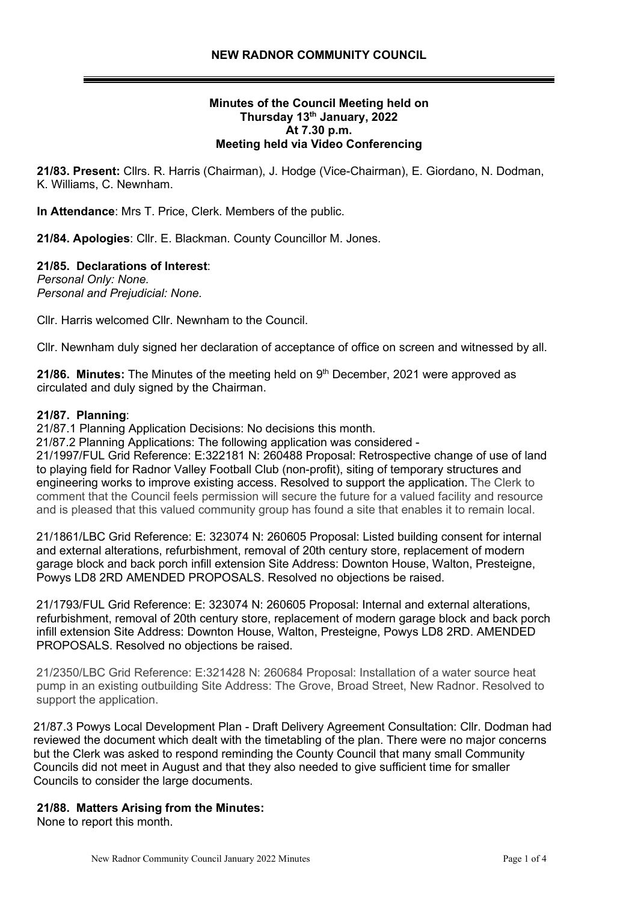## NEW RADNOR COMMUNITY COUNCIL

**Minutes of the Council Meeting held on**
**Thursday 13th January, 2022**
**At 7.30 p.m.**
**Meeting held via Video Conferencing**

**21/83. Present:** Cllrs. R. Harris (Chairman), J. Hodge (Vice-Chairman), E. Giordano, N. Dodman, K. Williams, C. Newnham.

**In Attendance**: Mrs T. Price, Clerk. Members of the public.

**21/84. Apologies**: Cllr. E. Blackman. County Councillor M. Jones.

**21/85. Declarations of Interest**:
*Personal Only: None.*
*Personal and Prejudicial: None.*

Cllr. Harris welcomed Cllr. Newnham to the Council.

Cllr. Newnham duly signed her declaration of acceptance of office on screen and witnessed by all.

**21/86. Minutes:** The Minutes of the meeting held on 9th December, 2021 were approved as circulated and duly signed by the Chairman.

**21/87. Planning**:
21/87.1 Planning Application Decisions: No decisions this month.
21/87.2 Planning Applications: The following application was considered -
21/1997/FUL Grid Reference: E:322181 N: 260488 Proposal: Retrospective change of use of land to playing field for Radnor Valley Football Club (non-profit), siting of temporary structures and engineering works to improve existing access. Resolved to support the application. The Clerk to comment that the Council feels permission will secure the future for a valued facility and resource and is pleased that this valued community group has found a site that enables it to remain local.

21/1861/LBC Grid Reference: E: 323074 N: 260605 Proposal: Listed building consent for internal and external alterations, refurbishment, removal of 20th century store, replacement of modern garage block and back porch infill extension Site Address: Downton House, Walton, Presteigne, Powys LD8 2RD AMENDED PROPOSALS. Resolved no objections be raised.

21/1793/FUL Grid Reference: E: 323074 N: 260605 Proposal: Internal and external alterations, refurbishment, removal of 20th century store, replacement of modern garage block and back porch infill extension Site Address: Downton House, Walton, Presteigne, Powys LD8 2RD. AMENDED PROPOSALS. Resolved no objections be raised.

21/2350/LBC Grid Reference: E:321428 N: 260684 Proposal: Installation of a water source heat pump in an existing outbuilding Site Address: The Grove, Broad Street, New Radnor. Resolved to support the application.

21/87.3 Powys Local Development Plan - Draft Delivery Agreement Consultation: Cllr. Dodman had reviewed the document which dealt with the timetabling of the plan. There were no major concerns but the Clerk was asked to respond reminding the County Council that many small Community Councils did not meet in August and that they also needed to give sufficient time for smaller Councils to consider the large documents.

**21/88. Matters Arising from the Minutes:**
None to report this month.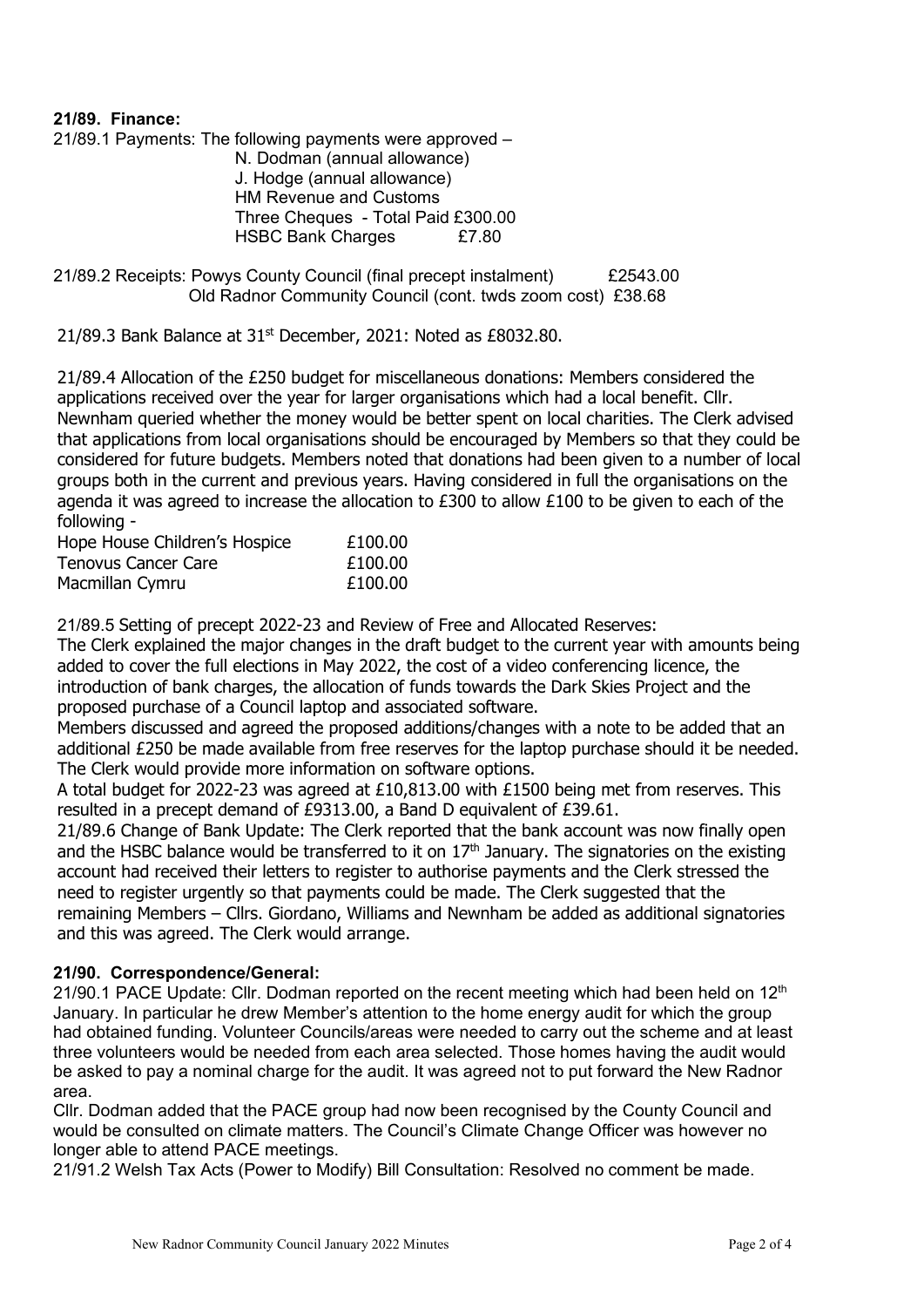**21/89. Finance:**

21/89.1 Payments: The following payments were approved –

N. Dodman (annual allowance)
J. Hodge (annual allowance)
HM Revenue and Customs
Three Cheques - Total Paid £300.00
HSBC Bank Charges £7.80

21/89.2 Receipts: Powys County Council (final precept instalment) £2543.00
Old Radnor Community Council (cont. twds zoom cost) £38.68

21/89.3 Bank Balance at 31st December, 2021: Noted as £8032.80.

21/89.4 Allocation of the £250 budget for miscellaneous donations: Members considered the applications received over the year for larger organisations which had a local benefit. Cllr. Newnham queried whether the money would be better spent on local charities. The Clerk advised that applications from local organisations should be encouraged by Members so that they could be considered for future budgets. Members noted that donations had been given to a number of local groups both in the current and previous years. Having considered in full the organisations on the agenda it was agreed to increase the allocation to £300 to allow £100 to be given to each of the following -

| | |
|---|---|
| Hope House Children's Hospice | £100.00 |
| Tenovus Cancer Care | £100.00 |
| Macmillan Cymru | £100.00 |

21/89.5 Setting of precept 2022-23 and Review of Free and Allocated Reserves:
The Clerk explained the major changes in the draft budget to the current year with amounts being added to cover the full elections in May 2022, the cost of a video conferencing licence, the introduction of bank charges, the allocation of funds towards the Dark Skies Project and the proposed purchase of a Council laptop and associated software.
Members discussed and agreed the proposed additions/changes with a note to be added that an additional £250 be made available from free reserves for the laptop purchase should it be needed. The Clerk would provide more information on software options.
A total budget for 2022-23 was agreed at £10,813.00 with £1500 being met from reserves. This resulted in a precept demand of £9313.00, a Band D equivalent of £39.61.

21/89.6 Change of Bank Update: The Clerk reported that the bank account was now finally open and the HSBC balance would be transferred to it on 17th January. The signatories on the existing account had received their letters to register to authorise payments and the Clerk stressed the need to register urgently so that payments could be made. The Clerk suggested that the remaining Members – Cllrs. Giordano, Williams and Newnham be added as additional signatories and this was agreed. The Clerk would arrange.

**21/90. Correspondence/General:**

21/90.1 PACE Update: Cllr. Dodman reported on the recent meeting which had been held on 12th January. In particular he drew Member's attention to the home energy audit for which the group had obtained funding. Volunteer Councils/areas were needed to carry out the scheme and at least three volunteers would be needed from each area selected. Those homes having the audit would be asked to pay a nominal charge for the audit. It was agreed not to put forward the New Radnor area.
Cllr. Dodman added that the PACE group had now been recognised by the County Council and would be consulted on climate matters. The Council's Climate Change Officer was however no longer able to attend PACE meetings.

21/91.2 Welsh Tax Acts (Power to Modify) Bill Consultation: Resolved no comment be made.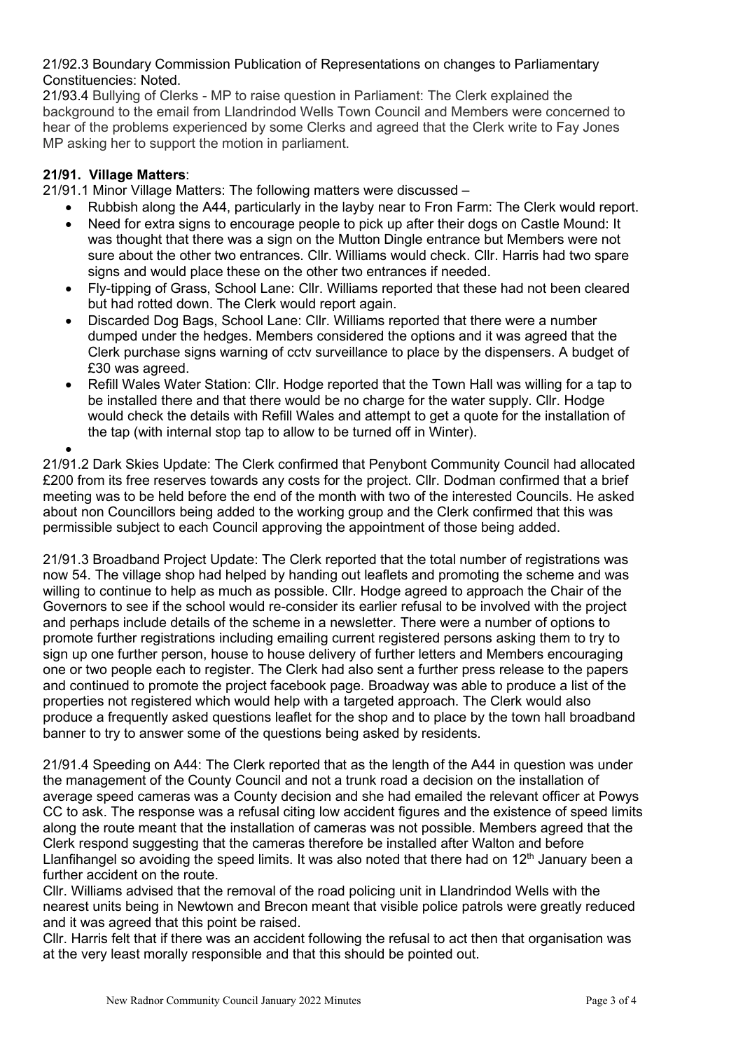21/92.3 Boundary Commission Publication of Representations on changes to Parliamentary Constituencies: Noted.

21/93.4 Bullying of Clerks - MP to raise question in Parliament: The Clerk explained the background to the email from Llandrindod Wells Town Council and Members were concerned to hear of the problems experienced by some Clerks and agreed that the Clerk write to Fay Jones MP asking her to support the motion in parliament.

**21/91. Village Matters**:

21/91.1 Minor Village Matters: The following matters were discussed –

- Rubbish along the A44, particularly in the layby near to Fron Farm: The Clerk would report.
- Need for extra signs to encourage people to pick up after their dogs on Castle Mound: It was thought that there was a sign on the Mutton Dingle entrance but Members were not sure about the other two entrances. Cllr. Williams would check. Cllr. Harris had two spare signs and would place these on the other two entrances if needed.
- Fly-tipping of Grass, School Lane: Cllr. Williams reported that these had not been cleared but had rotted down. The Clerk would report again.
- Discarded Dog Bags, School Lane: Cllr. Williams reported that there were a number dumped under the hedges. Members considered the options and it was agreed that the Clerk purchase signs warning of cctv surveillance to place by the dispensers. A budget of £30 was agreed.
- Refill Wales Water Station: Cllr. Hodge reported that the Town Hall was willing for a tap to be installed there and that there would be no charge for the water supply. Cllr. Hodge would check the details with Refill Wales and attempt to get a quote for the installation of the tap (with internal stop tap to allow to be turned off in Winter).

21/91.2 Dark Skies Update: The Clerk confirmed that Penybont Community Council had allocated £200 from its free reserves towards any costs for the project. Cllr. Dodman confirmed that a brief meeting was to be held before the end of the month with two of the interested Councils. He asked about non Councillors being added to the working group and the Clerk confirmed that this was permissible subject to each Council approving the appointment of those being added.

21/91.3 Broadband Project Update: The Clerk reported that the total number of registrations was now 54. The village shop had helped by handing out leaflets and promoting the scheme and was willing to continue to help as much as possible. Cllr. Hodge agreed to approach the Chair of the Governors to see if the school would re-consider its earlier refusal to be involved with the project and perhaps include details of the scheme in a newsletter. There were a number of options to promote further registrations including emailing current registered persons asking them to try to sign up one further person, house to house delivery of further letters and Members encouraging one or two people each to register. The Clerk had also sent a further press release to the papers and continued to promote the project facebook page. Broadway was able to produce a list of the properties not registered which would help with a targeted approach. The Clerk would also produce a frequently asked questions leaflet for the shop and to place by the town hall broadband banner to try to answer some of the questions being asked by residents.

21/91.4 Speeding on A44: The Clerk reported that as the length of the A44 in question was under the management of the County Council and not a trunk road a decision on the installation of average speed cameras was a County decision and she had emailed the relevant officer at Powys CC to ask. The response was a refusal citing low accident figures and the existence of speed limits along the route meant that the installation of cameras was not possible. Members agreed that the Clerk respond suggesting that the cameras therefore be installed after Walton and before Llanfihangel so avoiding the speed limits. It was also noted that there had on 12th January been a further accident on the route.

Cllr. Williams advised that the removal of the road policing unit in Llandrindod Wells with the nearest units being in Newtown and Brecon meant that visible police patrols were greatly reduced and it was agreed that this point be raised.

Cllr. Harris felt that if there was an accident following the refusal to act then that organisation was at the very least morally responsible and that this should be pointed out.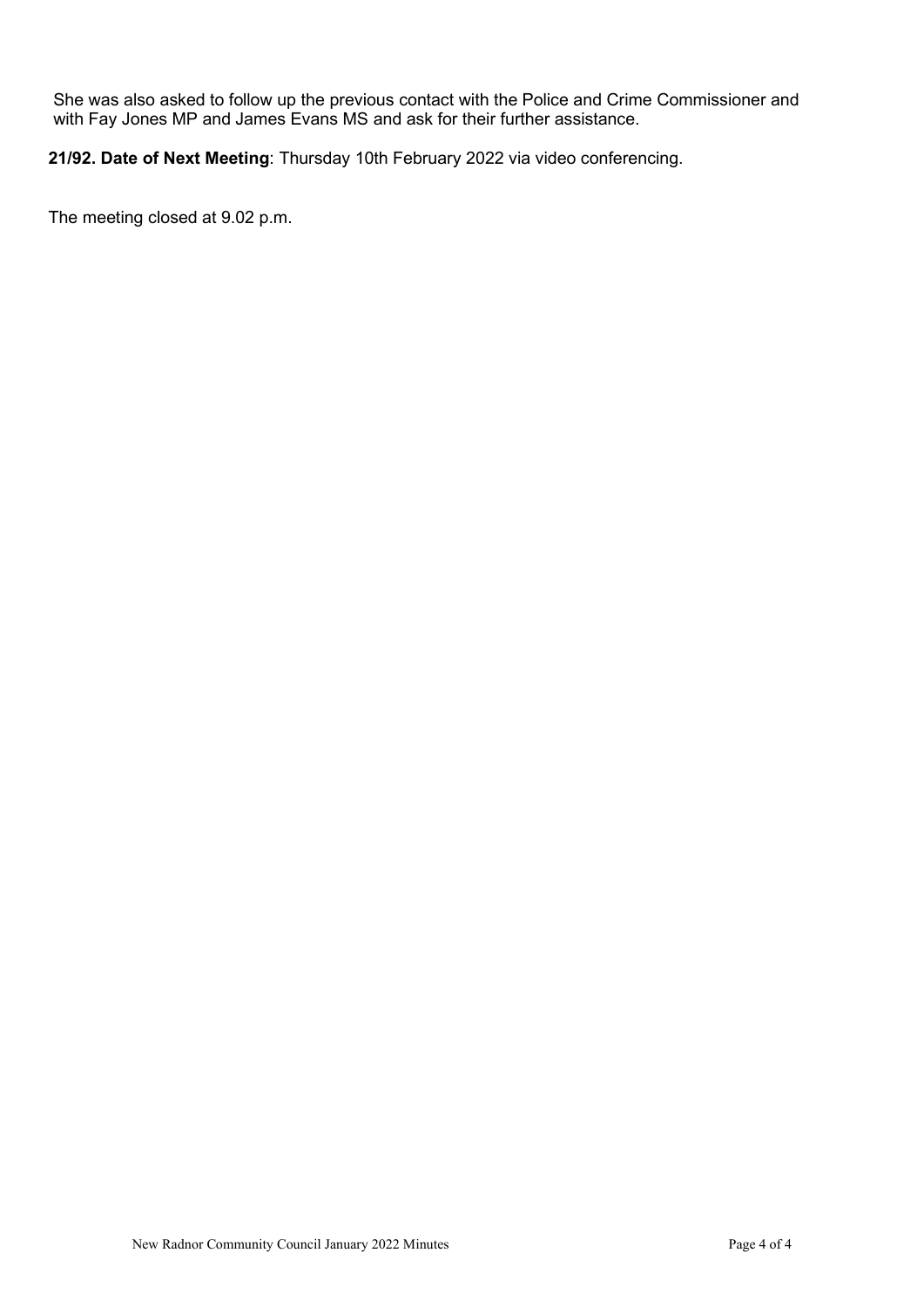She was also asked to follow up the previous contact with the Police and Crime Commissioner and with Fay Jones MP and James Evans MS and ask for their further assistance.

**21/92. Date of Next Meeting**: Thursday 10th February 2022 via video conferencing.

The meeting closed at 9.02 p.m.